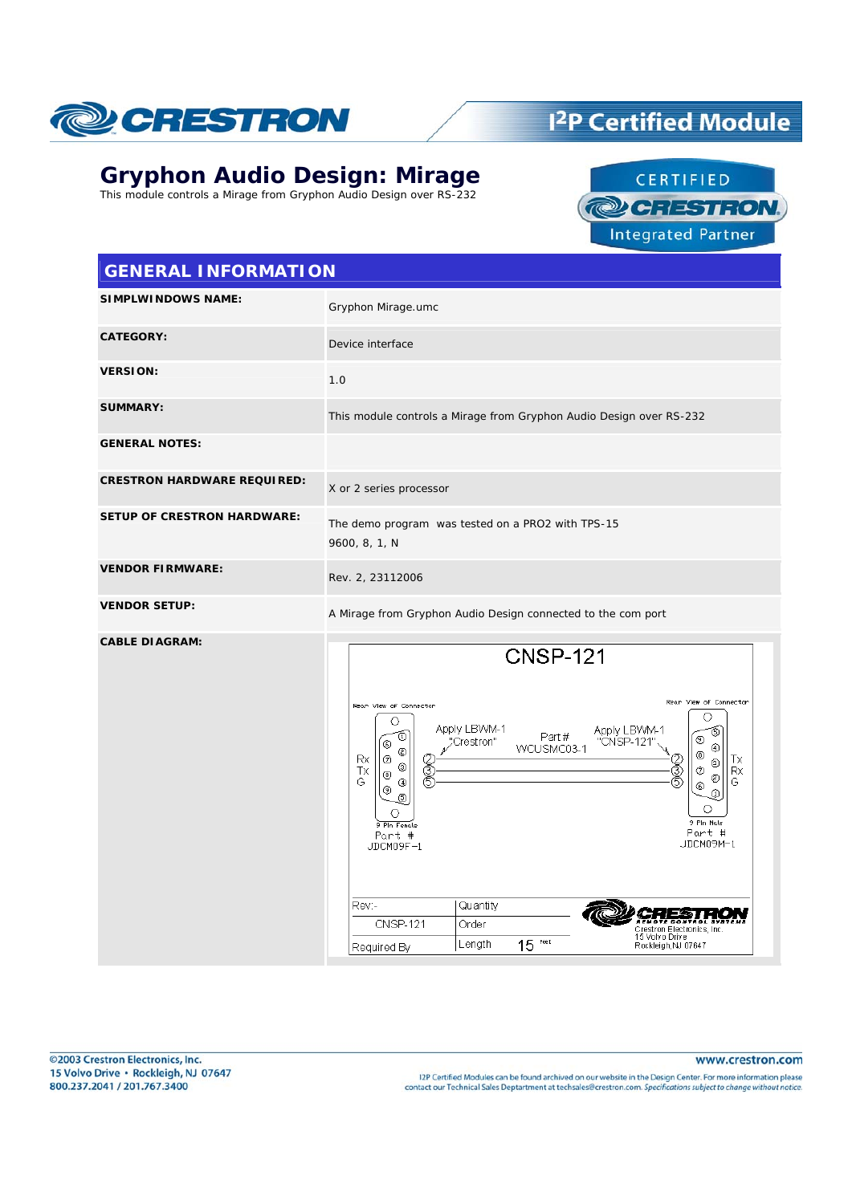# Gryphon Audio Design: Mirage

This module controls a Mirage from Gryphon Audio Design over RS-232

## GENERAL INFORMATION

| | |
|---|---|
| **SIMPLWINDOWS NAME:** | Gryphon Mirage.umc |
| **CATEGORY:** | Device interface |
| **VERSION:** | 1.0 |
| **SUMMARY:** | This module controls a Mirage from Gryphon Audio Design over RS-232 |
| **GENERAL NOTES:** | |
| **CRESTRON HARDWARE REQUIRED:** | X or 2 series processor |
| **SETUP OF CRESTRON HARDWARE:** | The demo program was tested on a PRO2 with TPS-15<br>9600, 8, 1, N |
| **VENDOR FIRMWARE:** | Rev. 2, 23112006 |
| **VENDOR SETUP:** | A Mirage from Gryphon Audio Design connected to the com port |
| **CABLE DIAGRAM:** | CNSP-121 |

CNSP-121

Rear View of Connector (9 Pin Female, Part # JDCM09F-1): Rx – 2, Tx – 3, G – 5

Apply LBWM-1 "Crestron" — Part# WCUSMC03-1 — Apply LBWM-1 "CNSP-121"

Rear View of Connector (9 Pin Male, Part # JDCM09M-1): Tx – 2, Rx – 3, G – 5

| Rev:- | Quantity |
|---|---|
| CNSP-121 | Order |
| Required By | Length 15 feet |

Crestron Electronics, Inc. 15 Volvo Drive Rockleigh, NJ 07647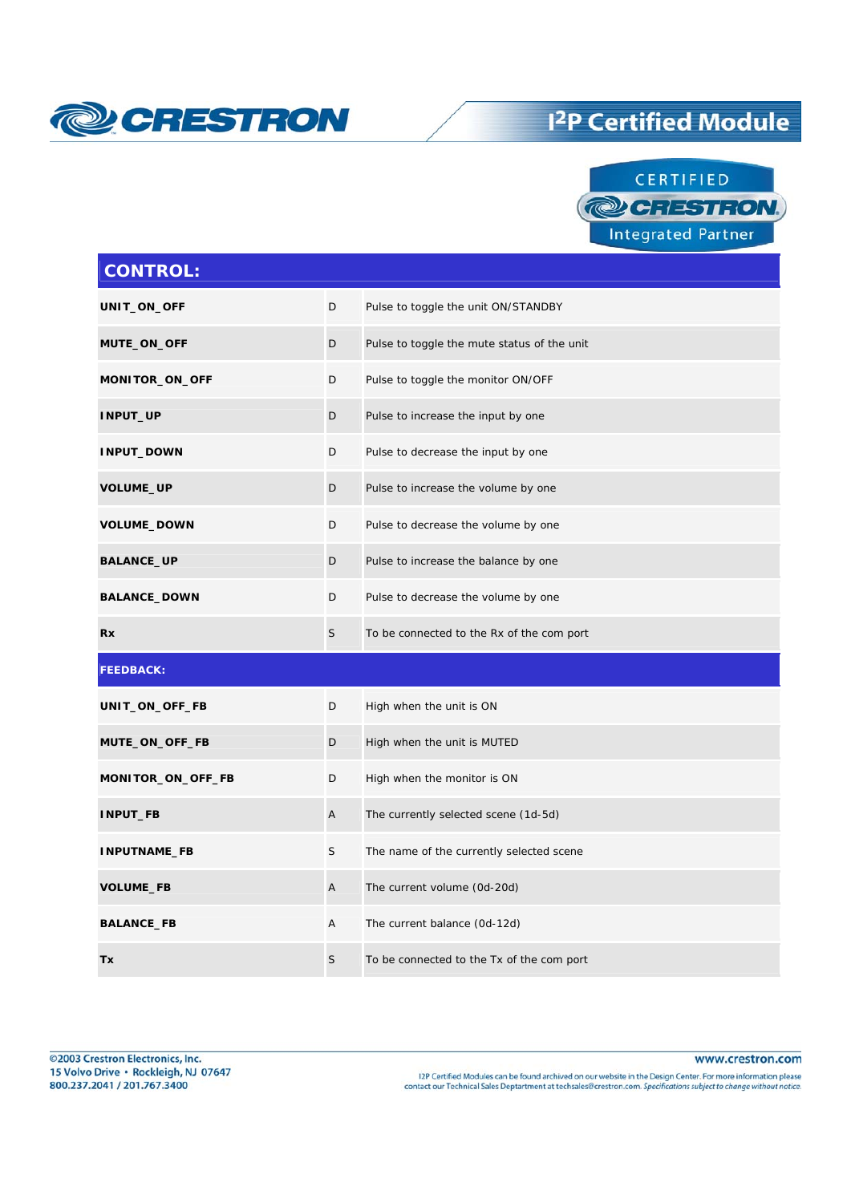## CONTROL:

| | | |
|---|---|---|
| **UNIT_ON_OFF** | D | Pulse to toggle the unit ON/STANDBY |
| **MUTE_ON_OFF** | D | Pulse to toggle the mute status of the unit |
| **MONITOR_ON_OFF** | D | Pulse to toggle the monitor ON/OFF |
| **INPUT_UP** | D | Pulse to increase the input by one |
| **INPUT_DOWN** | D | Pulse to decrease the input by one |
| **VOLUME_UP** | D | Pulse to increase the volume by one |
| **VOLUME_DOWN** | D | Pulse to decrease the volume by one |
| **BALANCE_UP** | D | Pulse to increase the balance by one |
| **BALANCE_DOWN** | D | Pulse to decrease the volume by one |
| **Rx** | S | To be connected to the Rx of the com port |

## FEEDBACK:

| | | |
|---|---|---|
| **UNIT_ON_OFF_FB** | D | High when the unit is ON |
| **MUTE_ON_OFF_FB** | D | High when the unit is MUTED |
| **MONITOR_ON_OFF_FB** | D | High when the monitor is ON |
| **INPUT_FB** | A | The currently selected scene (1d-5d) |
| **INPUTNAME_FB** | S | The name of the currently selected scene |
| **VOLUME_FB** | A | The current volume (0d-20d) |
| **BALANCE_FB** | A | The current balance (0d-12d) |
| **Tx** | S | To be connected to the Tx of the com port |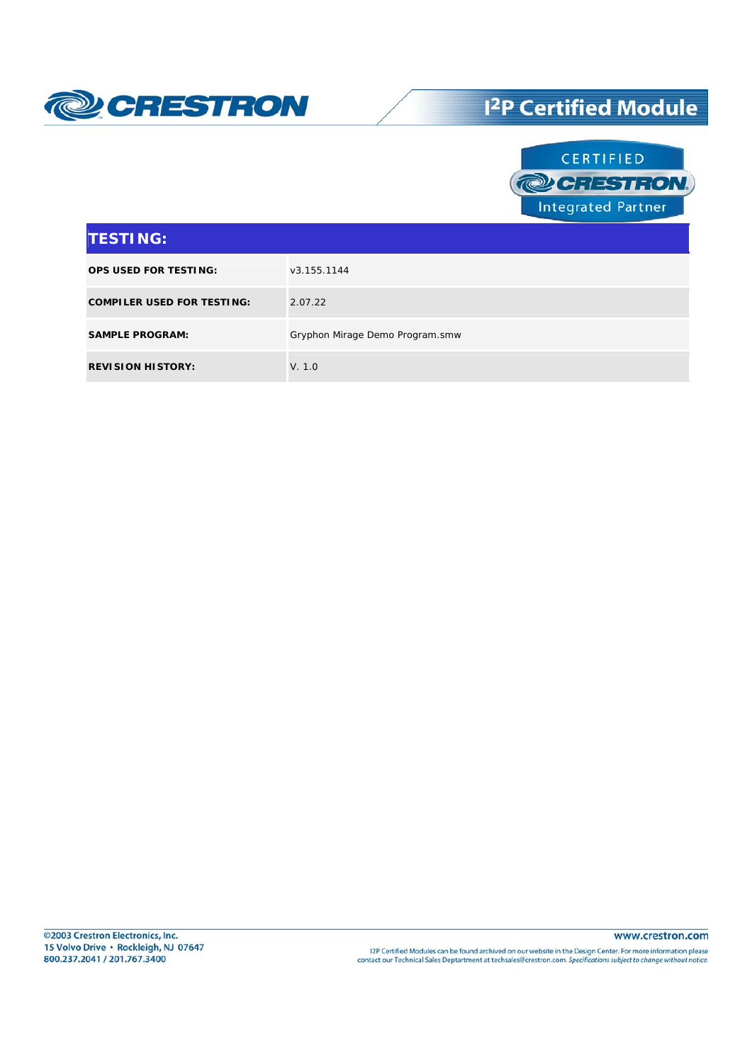## TESTING:

| | |
|---|---|
| **OPS USED FOR TESTING:** | v3.155.1144 |
| **COMPILER USED FOR TESTING:** | 2.07.22 |
| **SAMPLE PROGRAM:** | Gryphon Mirage Demo Program.smw |
| **REVISION HISTORY:** | V. 1.0 |